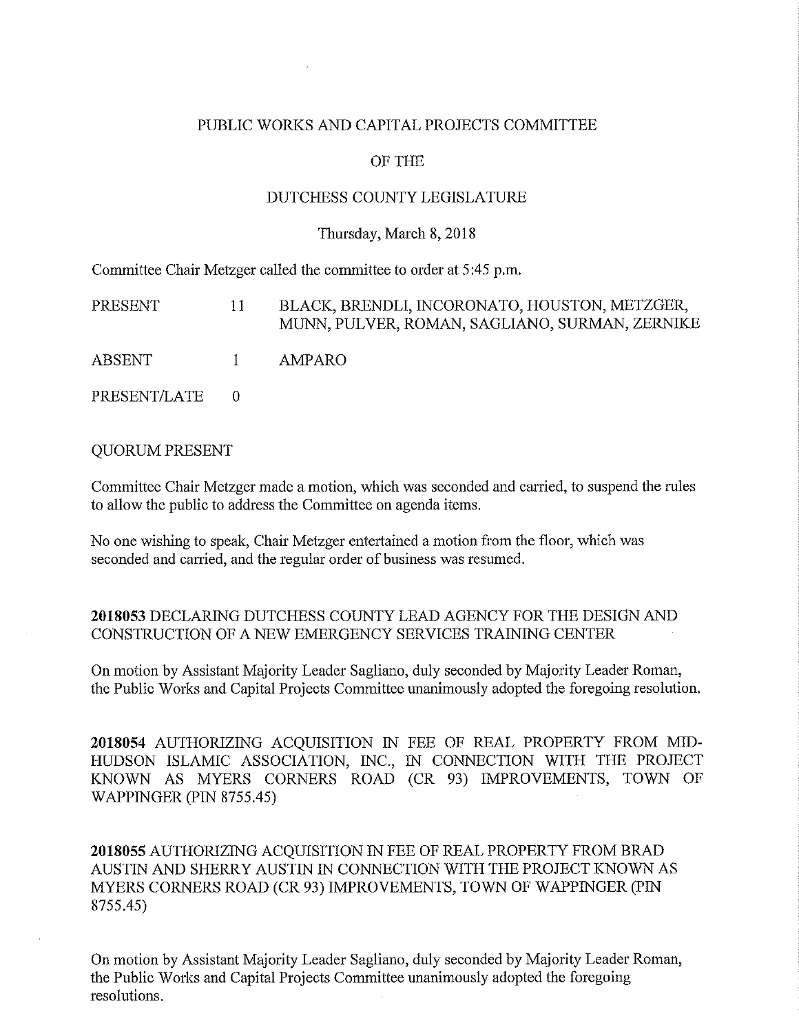# PUBLIC WORKS AND CAPITAL PROJECTS COMMITTEE

## OF THE

## DUTCHESS COUNTY LEGISLATURE

Thursday, March 8, 2018

Committee Chair Metzger called the committee to order at 5:45 p.m.

| | | |
|---|---|---|
| PRESENT | 11 | BLACK, BRENDLI, INCORONATO, HOUSTON, METZGER, MUNN, PULVER, ROMAN, SAGLIANO, SURMAN, ZERNIKE |
| ABSENT | 1 | AMPARO |
| PRESENT/LATE | 0 | |

QUORUM PRESENT

Committee Chair Metzger made a motion, which was seconded and carried, to suspend the rules to allow the public to address the Committee on agenda items.

No one wishing to speak, Chair Metzger entertained a motion from the floor, which was seconded and carried, and the regular order of business was resumed.

**2018053** DECLARING DUTCHESS COUNTY LEAD AGENCY FOR THE DESIGN AND CONSTRUCTION OF A NEW EMERGENCY SERVICES TRAINING CENTER

On motion by Assistant Majority Leader Sagliano, duly seconded by Majority Leader Roman, the Public Works and Capital Projects Committee unanimously adopted the foregoing resolution.

**2018054** AUTHORIZING ACQUISITION IN FEE OF REAL PROPERTY FROM MID-HUDSON ISLAMIC ASSOCIATION, INC., IN CONNECTION WITH THE PROJECT KNOWN AS MYERS CORNERS ROAD (CR 93) IMPROVEMENTS, TOWN OF WAPPINGER (PIN 8755.45)

**2018055** AUTHORIZING ACQUISITION IN FEE OF REAL PROPERTY FROM BRAD AUSTIN AND SHERRY AUSTIN IN CONNECTION WITH THE PROJECT KNOWN AS MYERS CORNERS ROAD (CR 93) IMPROVEMENTS, TOWN OF WAPPINGER (PIN 8755.45)

On motion by Assistant Majority Leader Sagliano, duly seconded by Majority Leader Roman, the Public Works and Capital Projects Committee unanimously adopted the foregoing resolutions.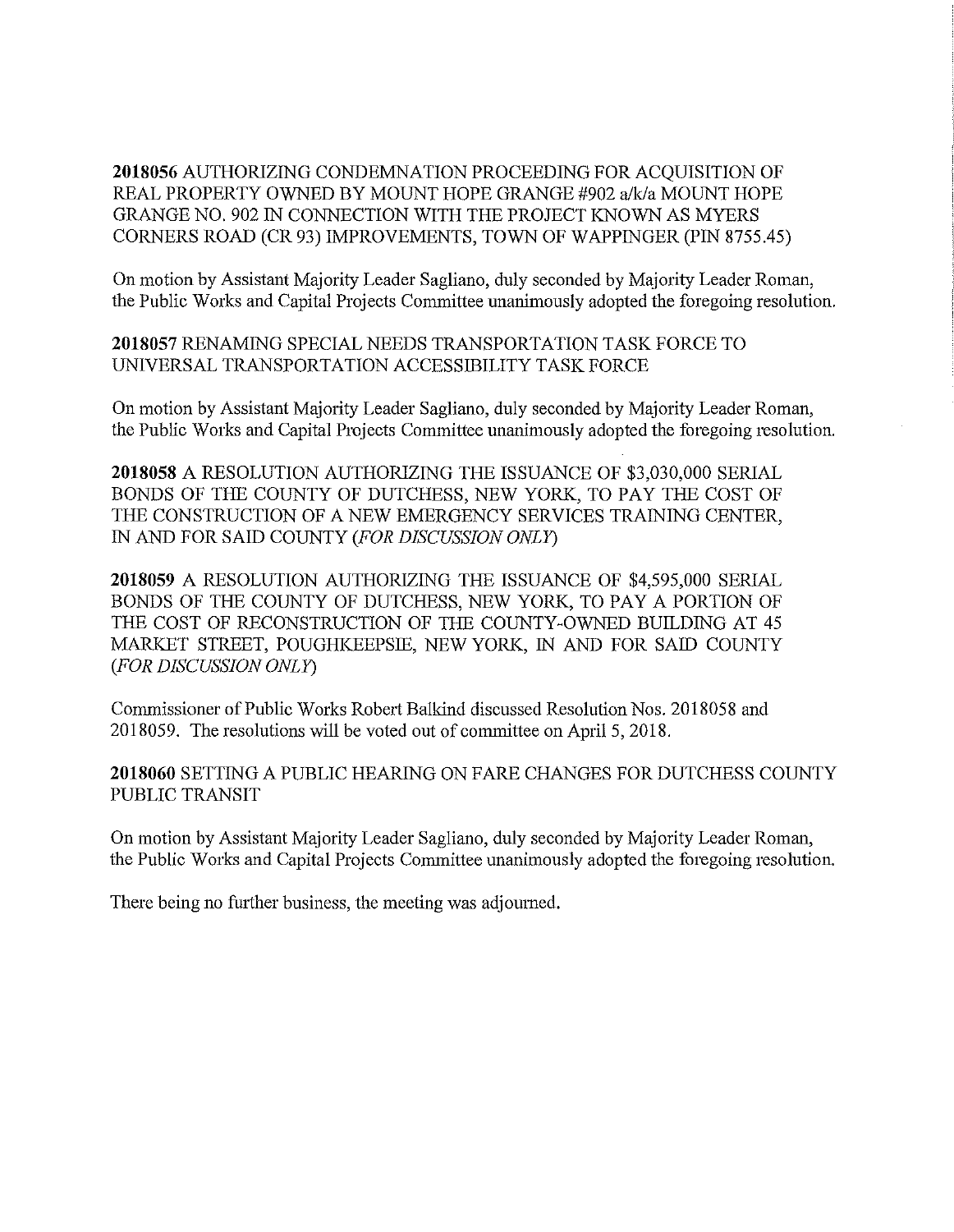**2018056** AUTHORIZING CONDEMNATION PROCEEDING FOR ACQUISITION OF REAL PROPERTY OWNED BY MOUNT HOPE GRANGE #902 a/k/a MOUNT HOPE GRANGE NO. 902 IN CONNECTION WITH THE PROJECT KNOWN AS MYERS CORNERS ROAD (CR 93) IMPROVEMENTS, TOWN OF WAPPINGER (PIN 8755.45)

On motion by Assistant Majority Leader Sagliano, duly seconded by Majority Leader Roman, the Public Works and Capital Projects Committee unanimously adopted the foregoing resolution.

**2018057** RENAMING SPECIAL NEEDS TRANSPORTATION TASK FORCE TO UNIVERSAL TRANSPORTATION ACCESSIBILITY TASK FORCE

On motion by Assistant Majority Leader Sagliano, duly seconded by Majority Leader Roman, the Public Works and Capital Projects Committee unanimously adopted the foregoing resolution.

**2018058** A RESOLUTION AUTHORIZING THE ISSUANCE OF $3,030,000 SERIAL BONDS OF THE COUNTY OF DUTCHESS, NEW YORK, TO PAY THE COST OF THE CONSTRUCTION OF A NEW EMERGENCY SERVICES TRAINING CENTER, IN AND FOR SAID COUNTY *(FOR DISCUSSION ONLY)*

**2018059** A RESOLUTION AUTHORIZING THE ISSUANCE OF $4,595,000 SERIAL BONDS OF THE COUNTY OF DUTCHESS, NEW YORK, TO PAY A PORTION OF THE COST OF RECONSTRUCTION OF THE COUNTY-OWNED BUILDING AT 45 MARKET STREET, POUGHKEEPSIE, NEW YORK, IN AND FOR SAID COUNTY *(FOR DISCUSSION ONLY)*

Commissioner of Public Works Robert Balkind discussed Resolution Nos. 2018058 and 2018059. The resolutions will be voted out of committee on April 5, 2018.

**2018060** SETTING A PUBLIC HEARING ON FARE CHANGES FOR DUTCHESS COUNTY PUBLIC TRANSIT

On motion by Assistant Majority Leader Sagliano, duly seconded by Majority Leader Roman, the Public Works and Capital Projects Committee unanimously adopted the foregoing resolution.

There being no further business, the meeting was adjourned.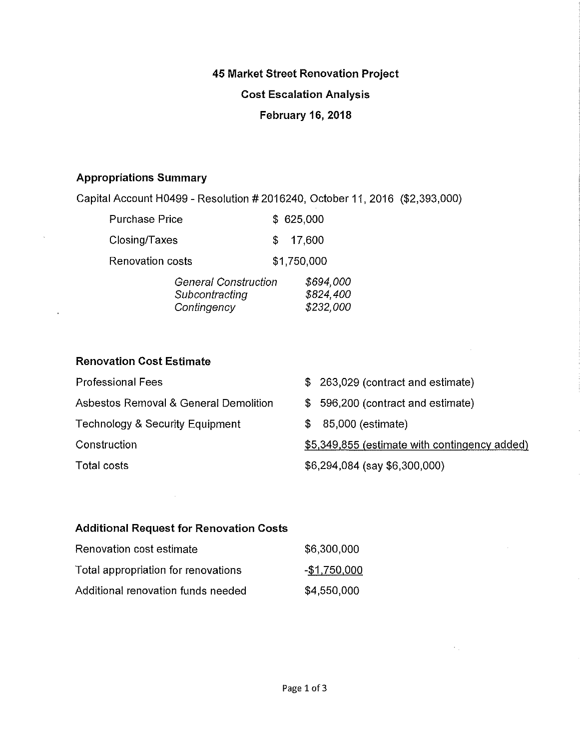# 45 Market Street Renovation Project

## Cost Escalation Analysis

### February 16, 2018

## Appropriations Summary

Capital Account H0499 - Resolution # 2016240, October 11, 2016 ($2,393,000)

| | |
|---|---|
| Purchase Price | $ 625,000 |
| Closing/Taxes | $ 17,600 |
| Renovation costs | $1,750,000 |

| | |
|---|---|
| *General Construction* | *$694,000* |
| *Subcontracting* | *$824,400* |
| *Contingency* | *$232,000* |

## Renovation Cost Estimate

| | |
|---|---|
| Professional Fees | $ 263,029 (contract and estimate) |
| Asbestos Removal & General Demolition | $ 596,200 (contract and estimate) |
| Technology & Security Equipment | $ 85,000 (estimate) |
| Construction | $5,349,855 (estimate with contingency added) |
| Total costs | $6,294,084 (say $6,300,000) |

## Additional Request for Renovation Costs

| | |
|---|---|
| Renovation cost estimate | $6,300,000 |
| Total appropriation for renovations | -$1,750,000 |
| Additional renovation funds needed | $4,550,000 |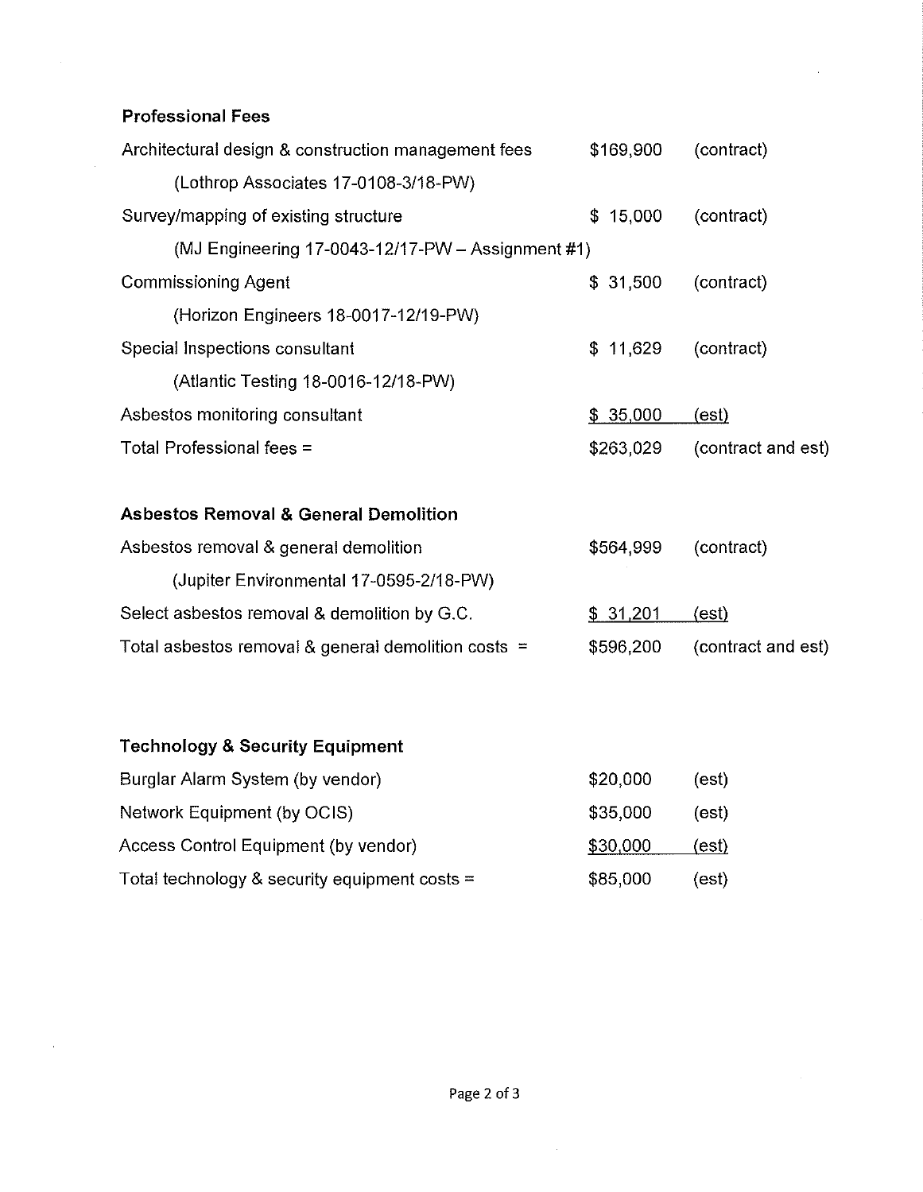**Professional Fees**

| | | |
|---|---|---|
| Architectural design & construction management fees | $169,900 | (contract) |
| (Lothrop Associates 17-0108-3/18-PW) | | |
| Survey/mapping of existing structure | $ 15,000 | (contract) |
| (MJ Engineering 17-0043-12/17-PW – Assignment #1) | | |
| Commissioning Agent | $ 31,500 | (contract) |
| (Horizon Engineers 18-0017-12/19-PW) | | |
| Special Inspections consultant | $ 11,629 | (contract) |
| (Atlantic Testing 18-0016-12/18-PW) | | |
| Asbestos monitoring consultant | $ 35,000 | (est) |
| Total Professional fees = | $263,029 | (contract and est) |

**Asbestos Removal & General Demolition**

| | | |
|---|---|---|
| Asbestos removal & general demolition | $564,999 | (contract) |
| (Jupiter Environmental 17-0595-2/18-PW) | | |
| Select asbestos removal & demolition by G.C. | $ 31,201 | (est) |
| Total asbestos removal & general demolition costs = | $596,200 | (contract and est) |

**Technology & Security Equipment**

| | | |
|---|---|---|
| Burglar Alarm System (by vendor) | $20,000 | (est) |
| Network Equipment (by OCIS) | $35,000 | (est) |
| Access Control Equipment (by vendor) | $30,000 | (est) |
| Total technology & security equipment costs = | $85,000 | (est) |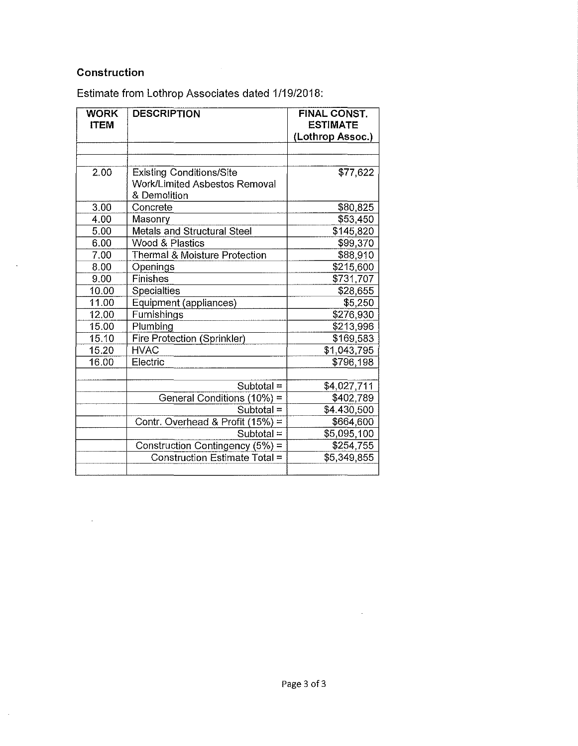**Construction**

Estimate from Lothrop Associates dated 1/19/2018:

| WORK ITEM | DESCRIPTION | FINAL CONST. ESTIMATE (Lothrop Assoc.) |
|---|---|---|
| | | |
| | | |
| 2.00 | Existing Conditions/Site Work/Limited Asbestos Removal & Demolition | $77,622 |
| 3.00 | Concrete | $80,825 |
| 4.00 | Masonry | $53,450 |
| 5.00 | Metals and Structural Steel | $145,820 |
| 6.00 | Wood & Plastics | $99,370 |
| 7.00 | Thermal & Moisture Protection | $88,910 |
| 8.00 | Openings | $215,600 |
| 9.00 | Finishes | $731,707 |
| 10.00 | Specialties | $28,655 |
| 11.00 | Equipment (appliances) | $5,250 |
| 12.00 | Furnishings | $276,930 |
| 15.00 | Plumbing | $213,996 |
| 15.10 | Fire Protection (Sprinkler) | $169,583 |
| 15.20 | HVAC | $1,043,795 |
| 16.00 | Electric | $796,198 |
| | | |
| | Subtotal = | $4,027,711 |
| | General Conditions (10%) = | $402,789 |
| | Subtotal = | $4.430,500 |
| | Contr. Overhead & Profit (15%) = | $664,600 |
| | Subtotal = | $5,095,100 |
| | Construction Contingency (5%) = | $254,755 |
| | Construction Estimate Total = | $5,349,855 |
| | | |